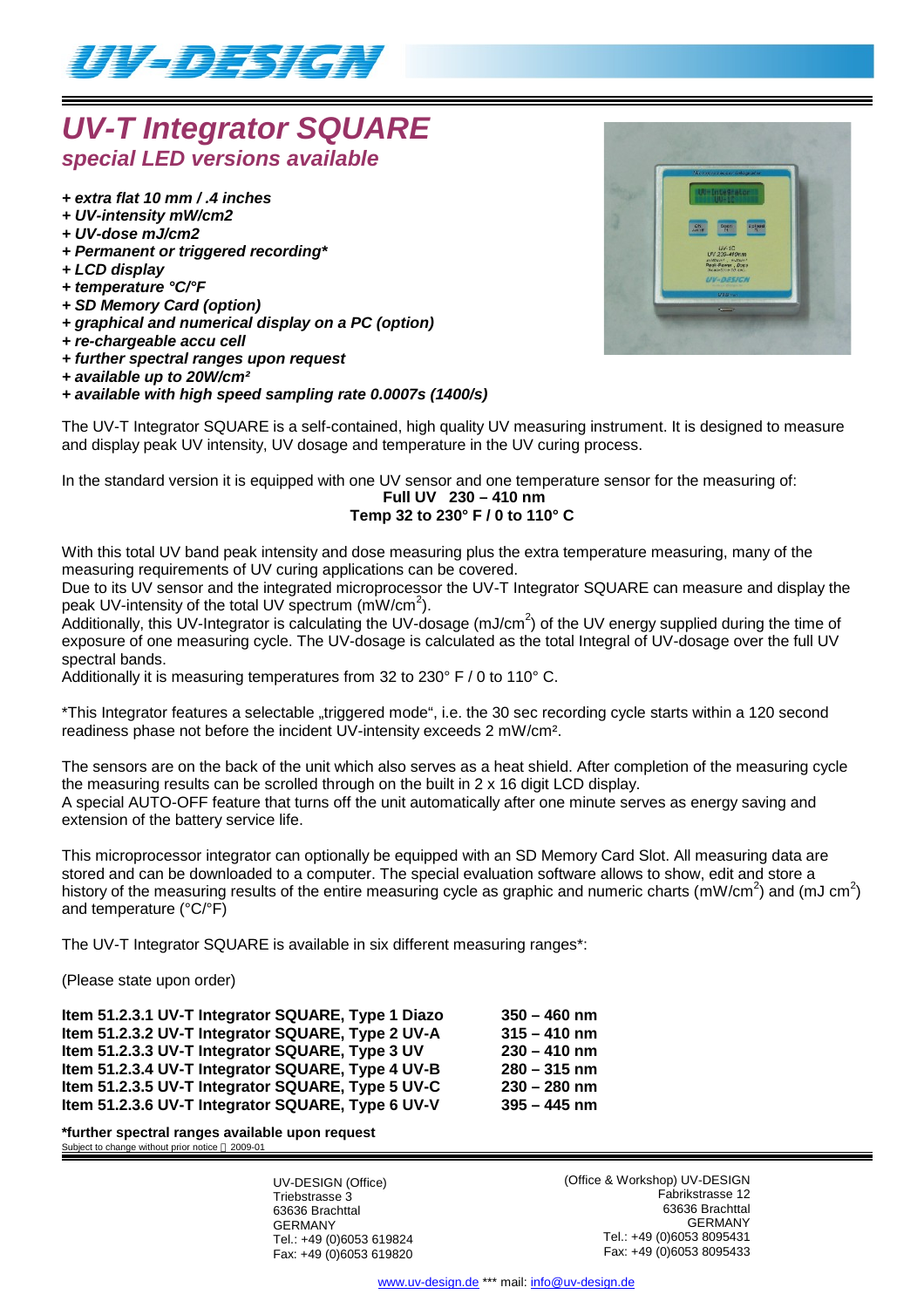# UV-T Integrator SQUARE

## *special LED versions available*

- ***+ extra flat 10 mm / .4 inches***
- ***+ UV-intensity mW/cm2***
- ***+ UV-dose mJ/cm2***
- ***+ Permanent or triggered recording****
- ***+ LCD display***
- ***+ temperature °C/°F***
- ***+ SD Memory Card (option)***
- ***+ graphical and numerical display on a PC (option)***
- ***+ re-chargeable accu cell***
- ***+ further spectral ranges upon request***
- ***+ available up to 20W/cm²***
- ***+ available with high speed sampling rate 0.0007s (1400/s)***

The UV-T Integrator SQUARE is a self-contained, high quality UV measuring instrument. It is designed to measure and display peak UV intensity, UV dosage and temperature in the UV curing process.

In the standard version it is equipped with one UV sensor and one temperature sensor for the measuring of:

**Full UV 230 – 410 nm**
**Temp 32 to 230° F / 0 to 110° C**

With this total UV band peak intensity and dose measuring plus the extra temperature measuring, many of the measuring requirements of UV curing applications can be covered.
Due to its UV sensor and the integrated microprocessor the UV-T Integrator SQUARE can measure and display the peak UV-intensity of the total UV spectrum (mW/cm$^2$).
Additionally, this UV-Integrator is calculating the UV-dosage (mJ/cm$^2$) of the UV energy supplied during the time of exposure of one measuring cycle. The UV-dosage is calculated as the total Integral of UV-dosage over the full UV spectral bands.
Additionally it is measuring temperatures from 32 to 230° F / 0 to 110° C.

*This Integrator features a selectable „triggered mode", i.e. the 30 sec recording cycle starts within a 120 second readiness phase not before the incident UV-intensity exceeds 2 mW/cm².

The sensors are on the back of the unit which also serves as a heat shield. After completion of the measuring cycle the measuring results can be scrolled through on the built in 2 x 16 digit LCD display.
A special AUTO-OFF feature that turns off the unit automatically after one minute serves as energy saving and extension of the battery service life.

This microprocessor integrator can optionally be equipped with an SD Memory Card Slot. All measuring data are stored and can be downloaded to a computer. The special evaluation software allows to show, edit and store a history of the measuring results of the entire measuring cycle as graphic and numeric charts (mW/cm$^2$) and (mJ cm$^2$) and temperature (°C/°F)

The UV-T Integrator SQUARE is available in six different measuring ranges*:

(Please state upon order)

| | |
|---|---|
| **Item 51.2.3.1 UV-T Integrator SQUARE, Type 1 Diazo** | **350 – 460 nm** |
| **Item 51.2.3.2 UV-T Integrator SQUARE, Type 2 UV-A** | **315 – 410 nm** |
| **Item 51.2.3.3 UV-T Integrator SQUARE, Type 3 UV** | **230 – 410 nm** |
| **Item 51.2.3.4 UV-T Integrator SQUARE, Type 4 UV-B** | **280 – 315 nm** |
| **Item 51.2.3.5 UV-T Integrator SQUARE, Type 5 UV-C** | **230 – 280 nm** |
| **Item 51.2.3.6 UV-T Integrator SQUARE, Type 6 UV-V** | **395 – 445 nm** |

**\*further spectral ranges available upon request**

Subject to change without prior notice 2009-01

UV-DESIGN (Office)
Triebstrasse 3
63636 Brachttal
GERMANY
Tel.: +49 (0)6053 619824
Fax: +49 (0)6053 619820

(Office & Workshop) UV-DESIGN
Fabrikstrasse 12
63636 Brachttal
GERMANY
Tel.: +49 (0)6053 8095431
Fax: +49 (0)6053 8095433

www.uv-design.de *** mail: info@uv-design.de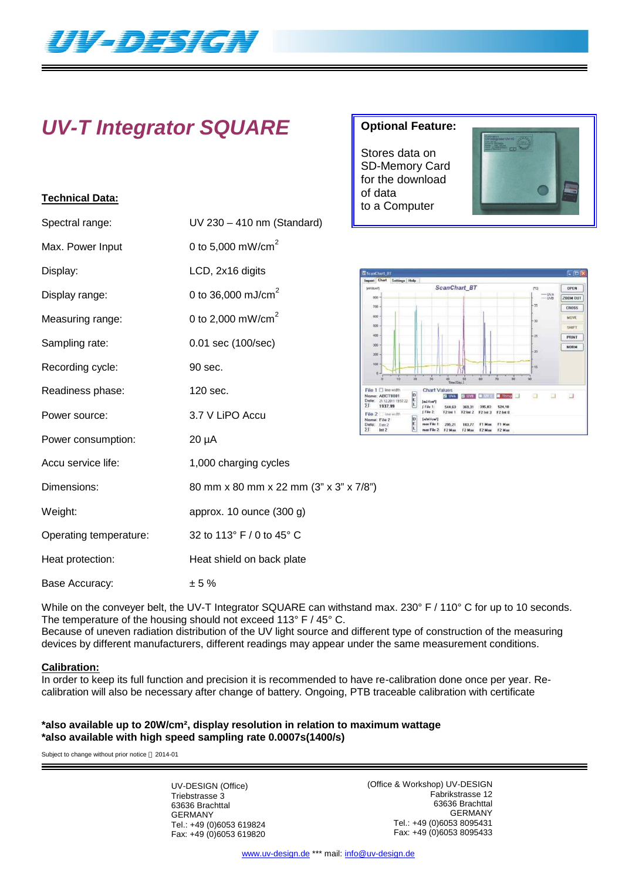# UV-T Integrator SQUARE

**Optional Feature:**

Stores data on SD-Memory Card for the download of data to a Computer

**Technical Data:**

| | |
|---|---|
| Spectral range: | UV 230 – 410 nm (Standard) |
| Max. Power Input | 0 to 5,000 mW/cm$^2$ |
| Display: | LCD, 2x16 digits |
| Display range: | 0 to 36,000 mJ/cm$^2$ |
| Measuring range: | 0 to 2,000 mW/cm$^2$ |
| Sampling rate: | 0.01 sec (100/sec) |
| Recording cycle: | 90 sec. |
| Readiness phase: | 120 sec. |
| Power source: | 3.7 V LiPO Accu |
| Power consumption: | 20 µA |
| Accu service life: | 1,000 charging cycles |
| Dimensions: | 80 mm x 80 mm x 22 mm (3" x 3" x 7/8") |
| Weight: | approx. 10 ounce (300 g) |
| Operating temperature: | 32 to 113° F / 0 to 45° C |
| Heat protection: | Heat shield on back plate |
| Base Accuracy: | ± 5 % |

While on the conveyer belt, the UV-T Integrator SQUARE can withstand max. 230° F / 110° C for up to 10 seconds. The temperature of the housing should not exceed 113° F / 45° C.
Because of uneven radiation distribution of the UV light source and different type of construction of the measuring devices by different manufacturers, different readings may appear under the same measurement conditions.

**Calibration:**

In order to keep its full function and precision it is recommended to have re-calibration done once per year. Re-calibration will also be necessary after change of battery. Ongoing, PTB traceable calibration with certificate

**\*also available up to 20W/cm², display resolution in relation to maximum wattage**
**\*also available with high speed sampling rate 0.0007s(1400/s)**

Subject to change without prior notice 2014-01

UV-DESIGN (Office)
Triebstrasse 3
63636 Brachttal
GERMANY
Tel.: +49 (0)6053 619824
Fax: +49 (0)6053 619820

(Office & Workshop) UV-DESIGN
Fabrikstrasse 12
63636 Brachttal
GERMANY
Tel.: +49 (0)6053 8095431
Fax: +49 (0)6053 8095433

www.uv-design.de *** mail: info@uv-design.de